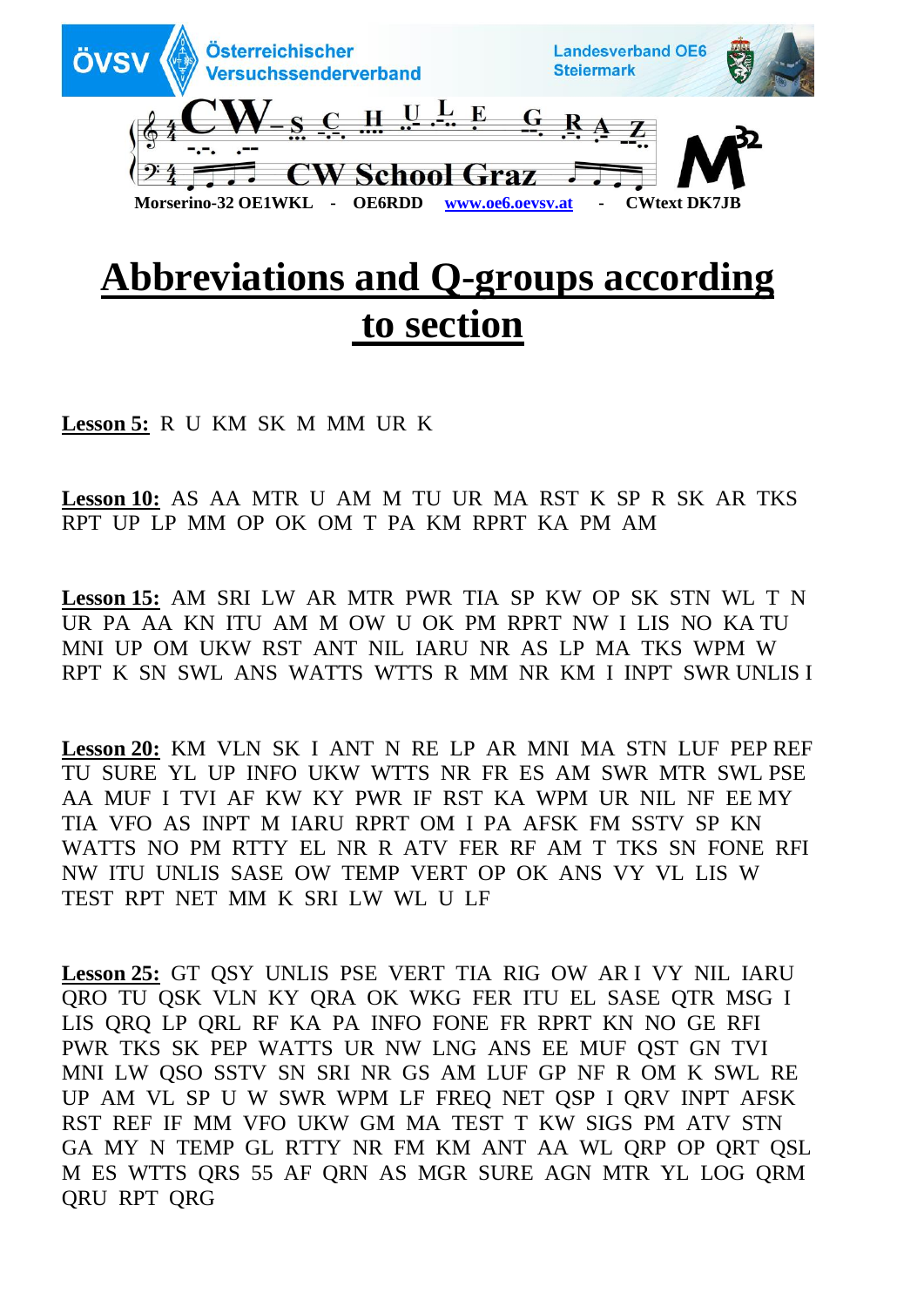# Abbreviations and Q-groups according to section

**Lesson 5:** R U KM SK M MM UR K

**Lesson 10:** AS AA MTR U AM M TU UR MA RST K SP R SK AR TKS RPT UP LP MM OP OK OM T PA KM RPRT KA PM AM

**Lesson 15:** AM SRI LW AR MTR PWR TIA SP KW OP SK STN WL T N UR PA AA KN ITU AM M OW U OK PM RPRT NW I LIS NO KA TU MNI UP OM UKW RST ANT NIL IARU NR AS LP MA TKS WPM W RPT K SN SWL ANS WATTS WTTS R MM NR KM I INPT SWR UNLIS I

**Lesson 20:** KM VLN SK I ANT N RE LP AR MNI MA STN LUF PEP REF TU SURE YL UP INFO UKW WTTS NR FR ES AM SWR MTR SWL PSE AA MUF I TVI AF KW KY PWR IF RST KA WPM UR NIL NF EE MY TIA VFO AS INPT M IARU RPRT OM I PA AFSK FM SSTV SP KN WATTS NO PM RTTY EL NR R ATV FER RF AM T TKS SN FONE RFI NW ITU UNLIS SASE OW TEMP VERT OP OK ANS VY VL LIS W TEST RPT NET MM K SRI LW WL U LF

**Lesson 25:** GT QSY UNLIS PSE VERT TIA RIG OW AR I VY NIL IARU QRO TU QSK VLN KY QRA OK WKG FER ITU EL SASE QTR MSG I LIS QRQ LP QRL RF KA PA INFO FONE FR RPRT KN NO GE RFI PWR TKS SK PEP WATTS UR NW LNG ANS EE MUF QST GN TVI MNI LW QSO SSTV SN SRI NR GS AM LUF GP NF R OM K SWL RE UP AM VL SP U W SWR WPM LF FREQ NET QSP I QRV INPT AFSK RST REF IF MM VFO UKW GM MA TEST T KW SIGS PM ATV STN GA MY N TEMP GL RTTY NR FM KM ANT AA WL QRP OP QRT QSL M ES WTTS QRS 55 AF QRN AS MGR SURE AGN MTR YL LOG QRM QRU RPT QRG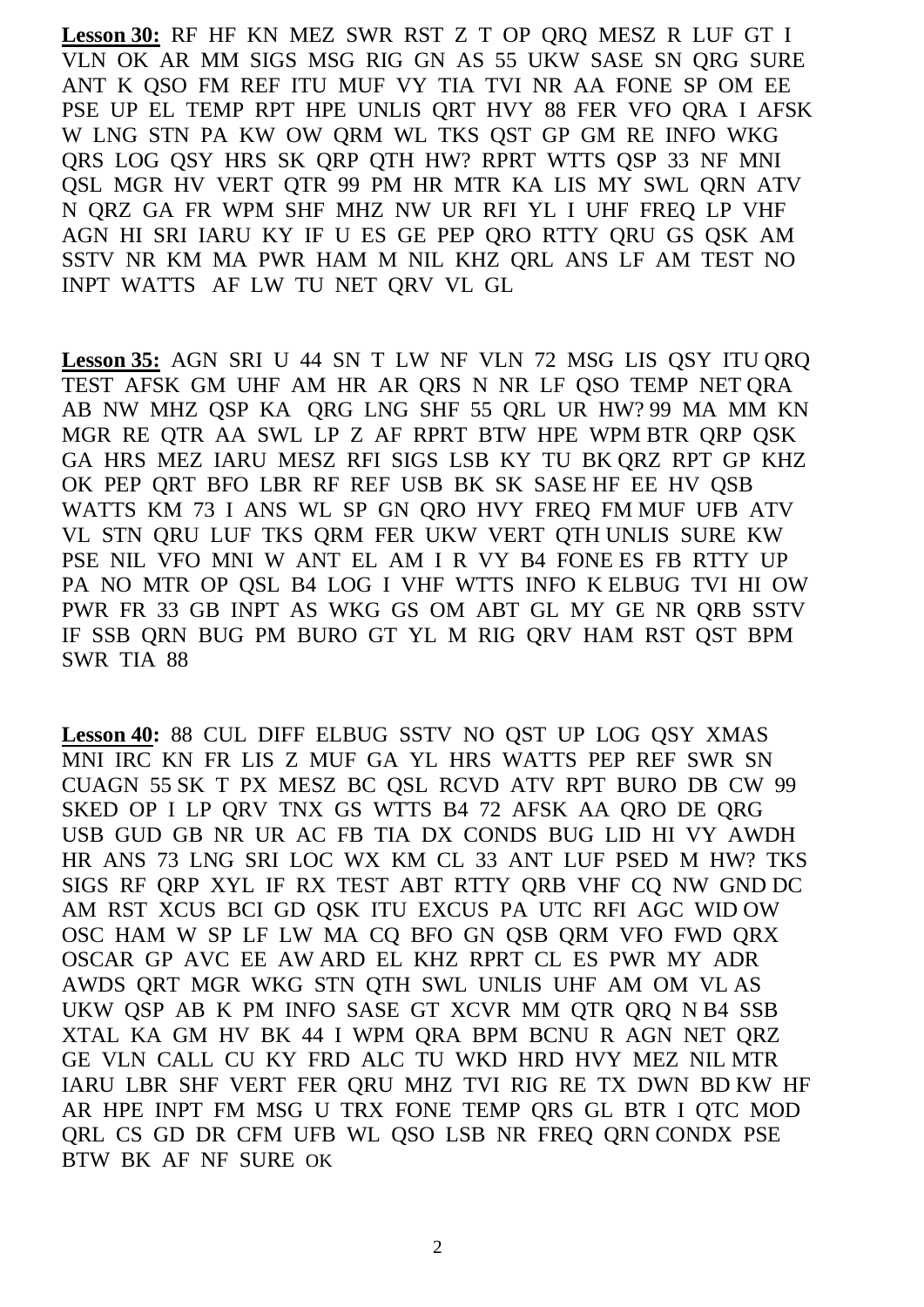**Lesson 30:** RF HF KN MEZ SWR RST Z T OP QRQ MESZ R LUF GT I VLN OK AR MM SIGS MSG RIG GN AS 55 UKW SASE SN QRG SURE ANT K QSO FM REF ITU MUF VY TIA TVI NR AA FONE SP OM EE PSE UP EL TEMP RPT HPE UNLIS QRT HVY 88 FER VFO QRA I AFSK W LNG STN PA KW OW QRM WL TKS QST GP GM RE INFO WKG QRS LOG QSY HRS SK QRP QTH HW? RPRT WTTS QSP 33 NF MNI QSL MGR HV VERT QTR 99 PM HR MTR KA LIS MY SWL QRN ATV N QRZ GA FR WPM SHF MHZ NW UR RFI YL I UHF FREQ LP VHF AGN HI SRI IARU KY IF U ES GE PEP QRO RTTY QRU GS QSK AM SSTV NR KM MA PWR HAM M NIL KHZ QRL ANS LF AM TEST NO INPT WATTS AF LW TU NET QRV VL GL

**Lesson 35:** AGN SRI U 44 SN T LW NF VLN 72 MSG LIS QSY ITU QRQ TEST AFSK GM UHF AM HR AR QRS N NR LF QSO TEMP NET QRA AB NW MHZ QSP KA QRG LNG SHF 55 QRL UR HW? 99 MA MM KN MGR RE QTR AA SWL LP Z AF RPRT BTW HPE WPM BTR QRP QSK GA HRS MEZ IARU MESZ RFI SIGS LSB KY TU BK QRZ RPT GP KHZ OK PEP QRT BFO LBR RF REF USB BK SK SASE HF EE HV QSB WATTS KM 73 I ANS WL SP GN QRO HVY FREQ FM MUF UFB ATV VL STN QRU LUF TKS QRM FER UKW VERT QTH UNLIS SURE KW PSE NIL VFO MNI W ANT EL AM I R VY B4 FONE ES FB RTTY UP PA NO MTR OP QSL B4 LOG I VHF WTTS INFO K ELBUG TVI HI OW PWR FR 33 GB INPT AS WKG GS OM ABT GL MY GE NR QRB SSTV IF SSB QRN BUG PM BURO GT YL M RIG QRV HAM RST QST BPM SWR TIA 88

**Lesson 40:** 88 CUL DIFF ELBUG SSTV NO QST UP LOG QSY XMAS MNI IRC KN FR LIS Z MUF GA YL HRS WATTS PEP REF SWR SN CUAGN 55 SK T PX MESZ BC QSL RCVD ATV RPT BURO DB CW 99 SKED OP I LP QRV TNX GS WTTS B4 72 AFSK AA QRO DE QRG USB GUD GB NR UR AC FB TIA DX CONDS BUG LID HI VY AWDH HR ANS 73 LNG SRI LOC WX KM CL 33 ANT LUF PSED M HW? TKS SIGS RF QRP XYL IF RX TEST ABT RTTY QRB VHF CQ NW GND DC AM RST XCUS BCI GD QSK ITU EXCUS PA UTC RFI AGC WID OW OSC HAM W SP LF LW MA CQ BFO GN QSB QRM VFO FWD QRX OSCAR GP AVC EE AW ARD EL KHZ RPRT CL ES PWR MY ADR AWDS QRT MGR WKG STN QTH SWL UNLIS UHF AM OM VL AS UKW QSP AB K PM INFO SASE GT XCVR MM QTR QRQ N B4 SSB XTAL KA GM HV BK 44 I WPM QRA BPM BCNU R AGN NET QRZ GE VLN CALL CU KY FRD ALC TU WKD HRD HVY MEZ NIL MTR IARU LBR SHF VERT FER QRU MHZ TVI RIG RE TX DWN BD KW HF AR HPE INPT FM MSG U TRX FONE TEMP QRS GL BTR I QTC MOD QRL CS GD DR CFM UFB WL QSO LSB NR FREQ QRN CONDX PSE BTW BK AF NF SURE OK